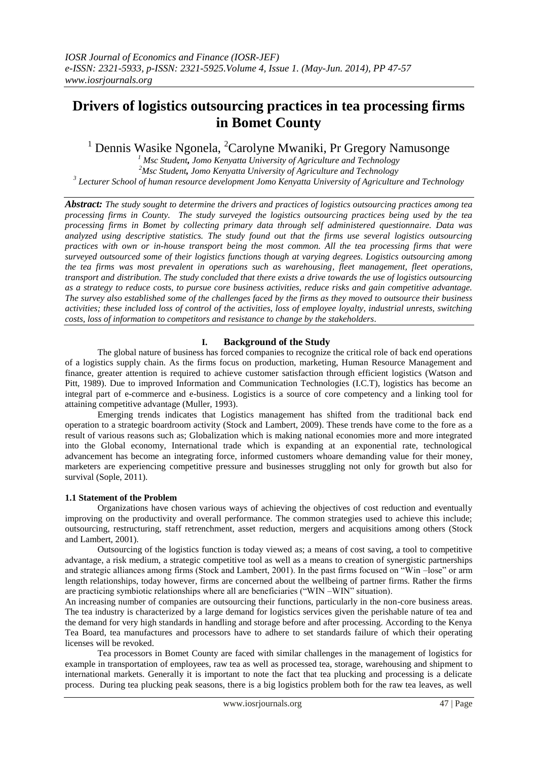# Drivers of logistics outsourcing practices in tea processing firms in Bomet County

[1] Dennis Wasike Ngonela, [2]Carolyne Mwaniki, Pr Gregory Namusonge

[1] *Msc Student, Jomo Kenyatta University of Agriculture and Technology*
[2]*Msc Student, Jomo Kenyatta University of Agriculture and Technology*
[3] *Lecturer School of human resource development Jomo Kenyatta University of Agriculture and Technology*

***Abstract:*** *The study sought to determine the drivers and practices of logistics outsourcing practices among tea processing firms in County. The study surveyed the logistics outsourcing practices being used by the tea processing firms in Bomet by collecting primary data through self administered questionnaire. Data was analyzed using descriptive statistics. The study found out that the firms use several logistics outsourcing practices with own or in-house transport being the most common. All the tea processing firms that were surveyed outsourced some of their logistics functions though at varying degrees. Logistics outsourcing among the tea firms was most prevalent in operations such as warehousing, fleet management, fleet operations, transport and distribution. The study concluded that there exists a drive towards the use of logistics outsourcing as a strategy to reduce costs, to pursue core business activities, reduce risks and gain competitive advantage. The survey also established some of the challenges faced by the firms as they moved to outsource their business activities; these included loss of control of the activities, loss of employee loyalty, industrial unrests, switching costs, loss of information to competitors and resistance to change by the stakeholders.*

## I. Background of the Study

The global nature of business has forced companies to recognize the critical role of back end operations of a logistics supply chain. As the firms focus on production, marketing, Human Resource Management and finance, greater attention is required to achieve customer satisfaction through efficient logistics (Watson and Pitt, 1989). Due to improved Information and Communication Technologies (I.C.T), logistics has become an integral part of e-commerce and e-business. Logistics is a source of core competency and a linking tool for attaining competitive advantage (Muller, 1993).

Emerging trends indicates that Logistics management has shifted from the traditional back end operation to a strategic boardroom activity (Stock and Lambert, 2009). These trends have come to the fore as a result of various reasons such as; Globalization which is making national economies more and more integrated into the Global economy, International trade which is expanding at an exponential rate, technological advancement has become an integrating force, informed customers whoare demanding value for their money, marketers are experiencing competitive pressure and businesses struggling not only for growth but also for survival (Sople, 2011).

### 1.1 Statement of the Problem

Organizations have chosen various ways of achieving the objectives of cost reduction and eventually improving on the productivity and overall performance. The common strategies used to achieve this include; outsourcing, restructuring, staff retrenchment, asset reduction, mergers and acquisitions among others (Stock and Lambert, 2001).

Outsourcing of the logistics function is today viewed as; a means of cost saving, a tool to competitive advantage, a risk medium, a strategic competitive tool as well as a means to creation of synergistic partnerships and strategic alliances among firms (Stock and Lambert, 2001). In the past firms focused on "Win –lose" or arm length relationships, today however, firms are concerned about the wellbeing of partner firms. Rather the firms are practicing symbiotic relationships where all are beneficiaries ("WIN –WIN" situation).

An increasing number of companies are outsourcing their functions, particularly in the non-core business areas. The tea industry is characterized by a large demand for logistics services given the perishable nature of tea and the demand for very high standards in handling and storage before and after processing. According to the Kenya Tea Board, tea manufactures and processors have to adhere to set standards failure of which their operating licenses will be revoked.

Tea processors in Bomet County are faced with similar challenges in the management of logistics for example in transportation of employees, raw tea as well as processed tea, storage, warehousing and shipment to international markets. Generally it is important to note the fact that tea plucking and processing is a delicate process. During tea plucking peak seasons, there is a big logistics problem both for the raw tea leaves, as well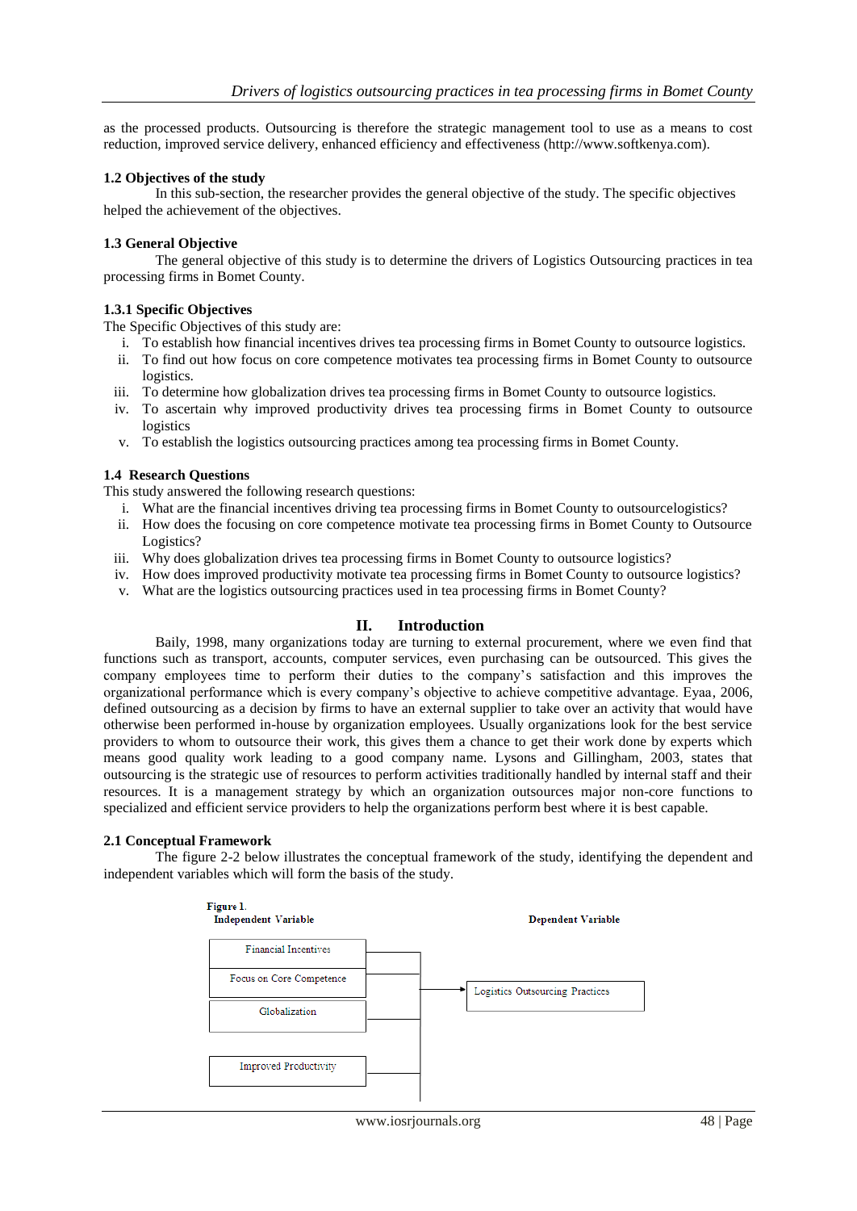as the processed products. Outsourcing is therefore the strategic management tool to use as a means to cost reduction, improved service delivery, enhanced efficiency and effectiveness (http://www.softkenya.com).

### 1.2 Objectives of the study

In this sub-section, the researcher provides the general objective of the study. The specific objectives helped the achievement of the objectives.

### 1.3 General Objective

The general objective of this study is to determine the drivers of Logistics Outsourcing practices in tea processing firms in Bomet County.

#### 1.3.1 Specific Objectives

The Specific Objectives of this study are:

i. To establish how financial incentives drives tea processing firms in Bomet County to outsource logistics.
ii. To find out how focus on core competence motivates tea processing firms in Bomet County to outsource logistics.
iii. To determine how globalization drives tea processing firms in Bomet County to outsource logistics.
iv. To ascertain why improved productivity drives tea processing firms in Bomet County to outsource logistics
v. To establish the logistics outsourcing practices among tea processing firms in Bomet County.

### 1.4 Research Questions

This study answered the following research questions:

i. What are the financial incentives driving tea processing firms in Bomet County to outsourcelogistics?
ii. How does the focusing on core competence motivate tea processing firms in Bomet County to Outsource Logistics?
iii. Why does globalization drives tea processing firms in Bomet County to outsource logistics?
iv. How does improved productivity motivate tea processing firms in Bomet County to outsource logistics?
v. What are the logistics outsourcing practices used in tea processing firms in Bomet County?

## II. Introduction

Baily, 1998, many organizations today are turning to external procurement, where we even find that functions such as transport, accounts, computer services, even purchasing can be outsourced. This gives the company employees time to perform their duties to the company's satisfaction and this improves the organizational performance which is every company's objective to achieve competitive advantage. Eyaa, 2006, defined outsourcing as a decision by firms to have an external supplier to take over an activity that would have otherwise been performed in-house by organization employees. Usually organizations look for the best service providers to whom to outsource their work, this gives them a chance to get their work done by experts which means good quality work leading to a good company name. Lysons and Gillingham, 2003, states that outsourcing is the strategic use of resources to perform activities traditionally handled by internal staff and their resources. It is a management strategy by which an organization outsources major non-core functions to specialized and efficient service providers to help the organizations perform best where it is best capable.

### 2.1 Conceptual Framework

The figure 2-2 below illustrates the conceptual framework of the study, identifying the dependent and independent variables which will form the basis of the study.

Figure 1.

| Independent Variable | | Dependent Variable |
|---|---|---|
| Financial Incentives | → | Logistics Outsourcing Practices |
| Focus on Core Competence | | |
| Globalization | | |
| Improved Productivity | | |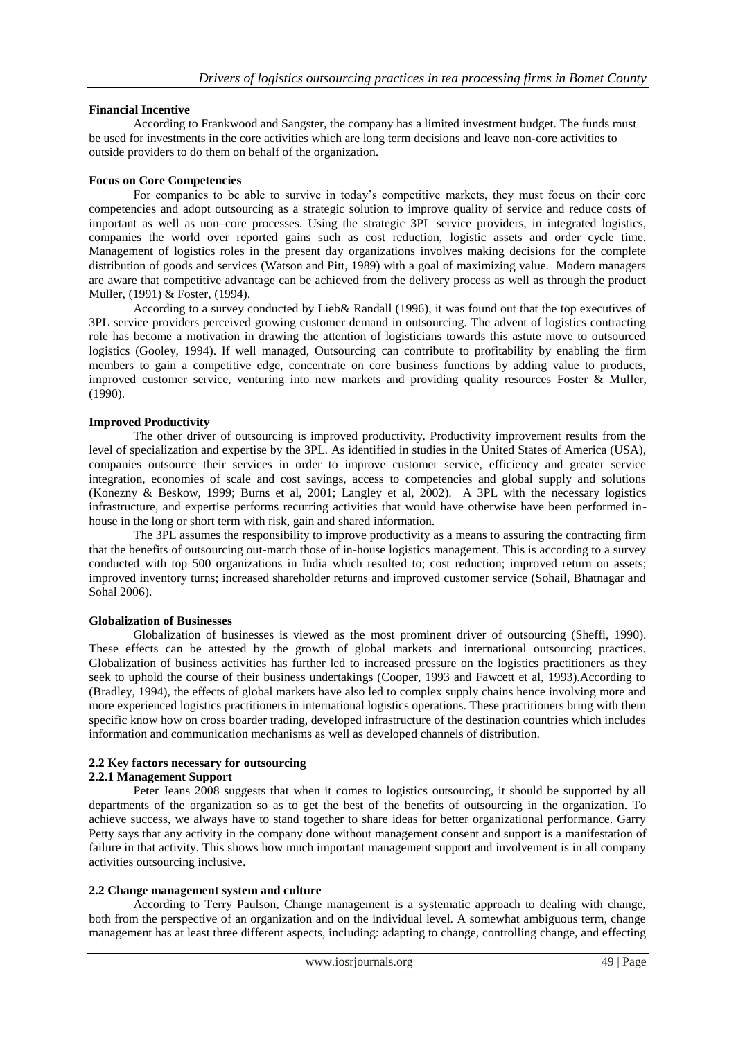**Financial Incentive**

According to Frankwood and Sangster, the company has a limited investment budget. The funds must be used for investments in the core activities which are long term decisions and leave non-core activities to outside providers to do them on behalf of the organization.

**Focus on Core Competencies**

For companies to be able to survive in today's competitive markets, they must focus on their core competencies and adopt outsourcing as a strategic solution to improve quality of service and reduce costs of important as well as non–core processes. Using the strategic 3PL service providers, in integrated logistics, companies the world over reported gains such as cost reduction, logistic assets and order cycle time. Management of logistics roles in the present day organizations involves making decisions for the complete distribution of goods and services (Watson and Pitt, 1989) with a goal of maximizing value. Modern managers are aware that competitive advantage can be achieved from the delivery process as well as through the product Muller, (1991) & Foster, (1994).

According to a survey conducted by Lieb& Randall (1996), it was found out that the top executives of 3PL service providers perceived growing customer demand in outsourcing. The advent of logistics contracting role has become a motivation in drawing the attention of logisticians towards this astute move to outsourced logistics (Gooley, 1994). If well managed, Outsourcing can contribute to profitability by enabling the firm members to gain a competitive edge, concentrate on core business functions by adding value to products, improved customer service, venturing into new markets and providing quality resources Foster & Muller, (1990).

**Improved Productivity**

The other driver of outsourcing is improved productivity. Productivity improvement results from the level of specialization and expertise by the 3PL. As identified in studies in the United States of America (USA), companies outsource their services in order to improve customer service, efficiency and greater service integration, economies of scale and cost savings, access to competencies and global supply and solutions (Konezny & Beskow, 1999; Burns et al, 2001; Langley et al, 2002). A 3PL with the necessary logistics infrastructure, and expertise performs recurring activities that would have otherwise have been performed in-house in the long or short term with risk, gain and shared information.

The 3PL assumes the responsibility to improve productivity as a means to assuring the contracting firm that the benefits of outsourcing out-match those of in-house logistics management. This is according to a survey conducted with top 500 organizations in India which resulted to; cost reduction; improved return on assets; improved inventory turns; increased shareholder returns and improved customer service (Sohail, Bhatnagar and Sohal 2006).

**Globalization of Businesses**

Globalization of businesses is viewed as the most prominent driver of outsourcing (Sheffi, 1990). These effects can be attested by the growth of global markets and international outsourcing practices. Globalization of business activities has further led to increased pressure on the logistics practitioners as they seek to uphold the course of their business undertakings (Cooper, 1993 and Fawcett et al, 1993).According to (Bradley, 1994), the effects of global markets have also led to complex supply chains hence involving more and more experienced logistics practitioners in international logistics operations. These practitioners bring with them specific know how on cross boarder trading, developed infrastructure of the destination countries which includes information and communication mechanisms as well as developed channels of distribution.

## 2.2 Key factors necessary for outsourcing

### 2.2.1 Management Support

Peter Jeans 2008 suggests that when it comes to logistics outsourcing, it should be supported by all departments of the organization so as to get the best of the benefits of outsourcing in the organization. To achieve success, we always have to stand together to share ideas for better organizational performance. Garry Petty says that any activity in the company done without management consent and support is a manifestation of failure in that activity. This shows how much important management support and involvement is in all company activities outsourcing inclusive.

## 2.2 Change management system and culture

According to Terry Paulson, Change management is a systematic approach to dealing with change, both from the perspective of an organization and on the individual level. A somewhat ambiguous term, change management has at least three different aspects, including: adapting to change, controlling change, and effecting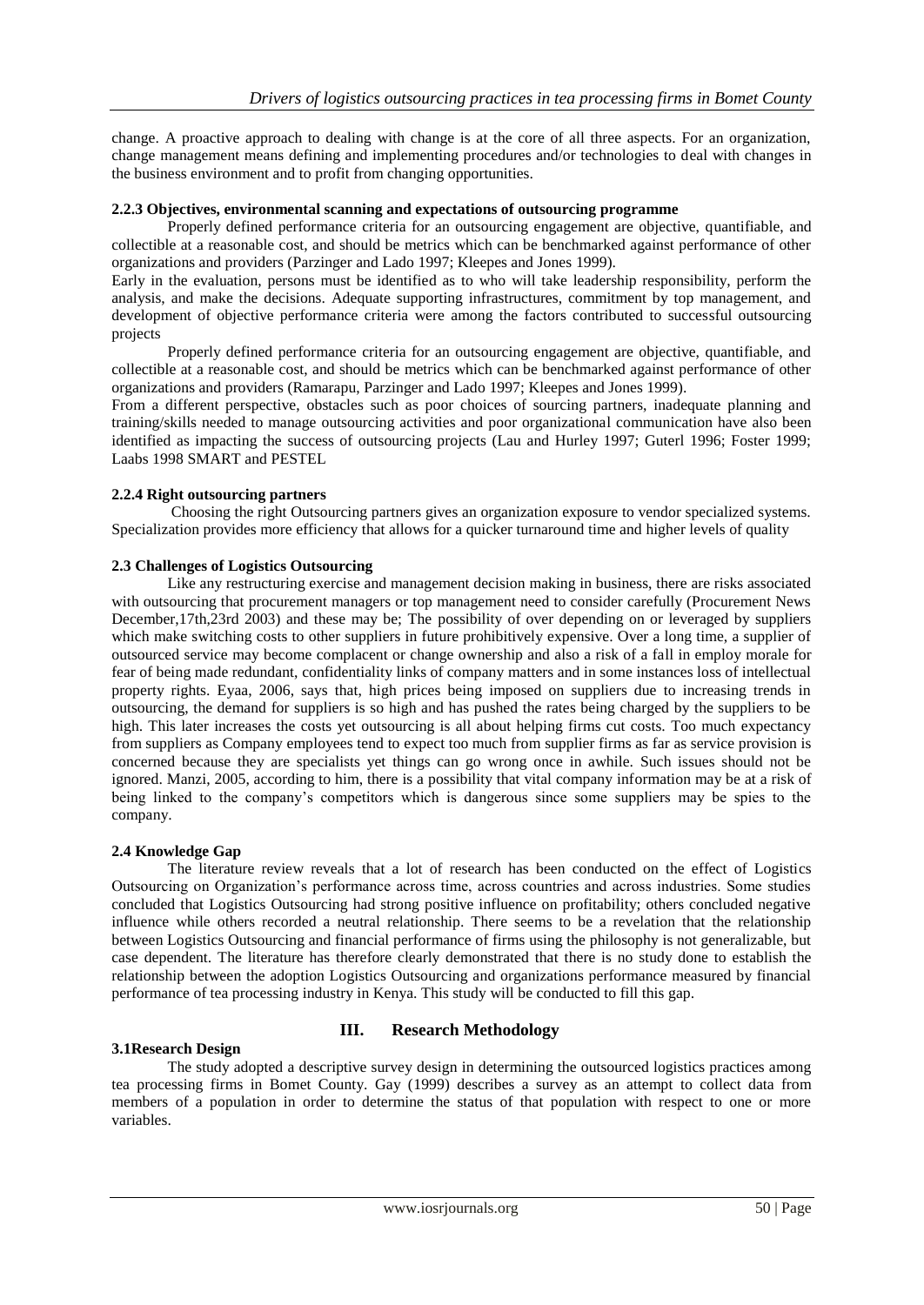change. A proactive approach to dealing with change is at the core of all three aspects. For an organization, change management means defining and implementing procedures and/or technologies to deal with changes in the business environment and to profit from changing opportunities.

#### 2.2.3 Objectives, environmental scanning and expectations of outsourcing programme

Properly defined performance criteria for an outsourcing engagement are objective, quantifiable, and collectible at a reasonable cost, and should be metrics which can be benchmarked against performance of other organizations and providers (Parzinger and Lado 1997; Kleepes and Jones 1999).

Early in the evaluation, persons must be identified as to who will take leadership responsibility, perform the analysis, and make the decisions. Adequate supporting infrastructures, commitment by top management, and development of objective performance criteria were among the factors contributed to successful outsourcing projects

Properly defined performance criteria for an outsourcing engagement are objective, quantifiable, and collectible at a reasonable cost, and should be metrics which can be benchmarked against performance of other organizations and providers (Ramarapu, Parzinger and Lado 1997; Kleepes and Jones 1999).

From a different perspective, obstacles such as poor choices of sourcing partners, inadequate planning and training/skills needed to manage outsourcing activities and poor organizational communication have also been identified as impacting the success of outsourcing projects (Lau and Hurley 1997; Guterl 1996; Foster 1999; Laabs 1998 SMART and PESTEL

#### 2.2.4 Right outsourcing partners

Choosing the right Outsourcing partners gives an organization exposure to vendor specialized systems. Specialization provides more efficiency that allows for a quicker turnaround time and higher levels of quality

### 2.3 Challenges of Logistics Outsourcing

Like any restructuring exercise and management decision making in business, there are risks associated with outsourcing that procurement managers or top management need to consider carefully (Procurement News December,17th,23rd 2003) and these may be; The possibility of over depending on or leveraged by suppliers which make switching costs to other suppliers in future prohibitively expensive. Over a long time, a supplier of outsourced service may become complacent or change ownership and also a risk of a fall in employ morale for fear of being made redundant, confidentiality links of company matters and in some instances loss of intellectual property rights. Eyaa, 2006, says that, high prices being imposed on suppliers due to increasing trends in outsourcing, the demand for suppliers is so high and has pushed the rates being charged by the suppliers to be high. This later increases the costs yet outsourcing is all about helping firms cut costs. Too much expectancy from suppliers as Company employees tend to expect too much from supplier firms as far as service provision is concerned because they are specialists yet things can go wrong once in awhile. Such issues should not be ignored. Manzi, 2005, according to him, there is a possibility that vital company information may be at a risk of being linked to the company's competitors which is dangerous since some suppliers may be spies to the company.

### 2.4 Knowledge Gap

The literature review reveals that a lot of research has been conducted on the effect of Logistics Outsourcing on Organization's performance across time, across countries and across industries. Some studies concluded that Logistics Outsourcing had strong positive influence on profitability; others concluded negative influence while others recorded a neutral relationship. There seems to be a revelation that the relationship between Logistics Outsourcing and financial performance of firms using the philosophy is not generalizable, but case dependent. The literature has therefore clearly demonstrated that there is no study done to establish the relationship between the adoption Logistics Outsourcing and organizations performance measured by financial performance of tea processing industry in Kenya. This study will be conducted to fill this gap.

## III. Research Methodology

### 3.1Research Design

The study adopted a descriptive survey design in determining the outsourced logistics practices among tea processing firms in Bomet County. Gay (1999) describes a survey as an attempt to collect data from members of a population in order to determine the status of that population with respect to one or more variables.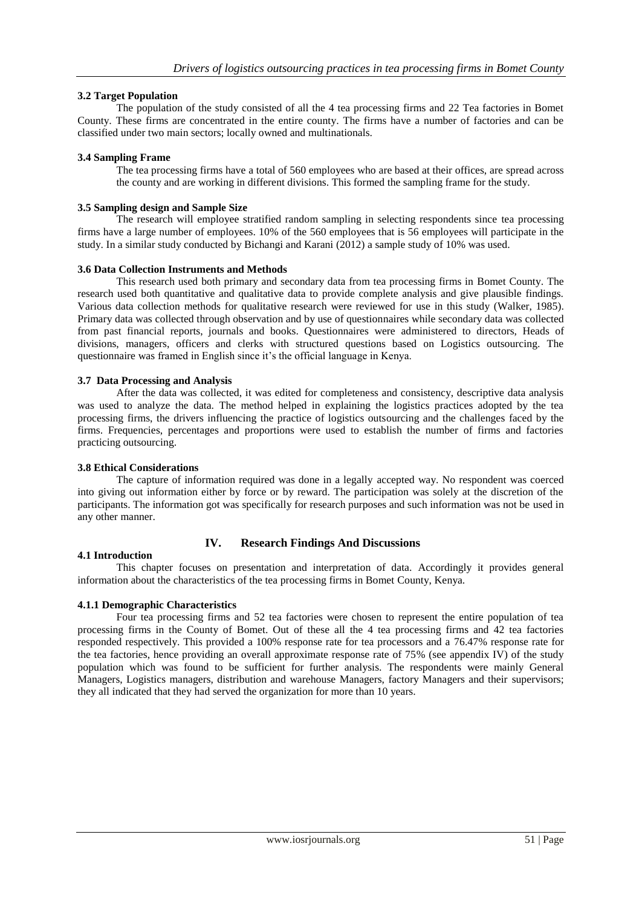### 3.2 Target Population

The population of the study consisted of all the 4 tea processing firms and 22 Tea factories in Bomet County. These firms are concentrated in the entire county. The firms have a number of factories and can be classified under two main sectors; locally owned and multinationals.

### 3.4 Sampling Frame

The tea processing firms have a total of 560 employees who are based at their offices, are spread across the county and are working in different divisions. This formed the sampling frame for the study.

### 3.5 Sampling design and Sample Size

The research will employee stratified random sampling in selecting respondents since tea processing firms have a large number of employees. 10% of the 560 employees that is 56 employees will participate in the study. In a similar study conducted by Bichangi and Karani (2012) a sample study of 10% was used.

### 3.6 Data Collection Instruments and Methods

This research used both primary and secondary data from tea processing firms in Bomet County. The research used both quantitative and qualitative data to provide complete analysis and give plausible findings. Various data collection methods for qualitative research were reviewed for use in this study (Walker, 1985). Primary data was collected through observation and by use of questionnaires while secondary data was collected from past financial reports, journals and books. Questionnaires were administered to directors, Heads of divisions, managers, officers and clerks with structured questions based on Logistics outsourcing. The questionnaire was framed in English since it's the official language in Kenya.

### 3.7 Data Processing and Analysis

After the data was collected, it was edited for completeness and consistency, descriptive data analysis was used to analyze the data. The method helped in explaining the logistics practices adopted by the tea processing firms, the drivers influencing the practice of logistics outsourcing and the challenges faced by the firms. Frequencies, percentages and proportions were used to establish the number of firms and factories practicing outsourcing.

### 3.8 Ethical Considerations

The capture of information required was done in a legally accepted way. No respondent was coerced into giving out information either by force or by reward. The participation was solely at the discretion of the participants. The information got was specifically for research purposes and such information was not be used in any other manner.

## IV. Research Findings And Discussions

### 4.1 Introduction

This chapter focuses on presentation and interpretation of data. Accordingly it provides general information about the characteristics of the tea processing firms in Bomet County, Kenya.

#### 4.1.1 Demographic Characteristics

Four tea processing firms and 52 tea factories were chosen to represent the entire population of tea processing firms in the County of Bomet. Out of these all the 4 tea processing firms and 42 tea factories responded respectively. This provided a 100% response rate for tea processors and a 76.47% response rate for the tea factories, hence providing an overall approximate response rate of 75% (see appendix IV) of the study population which was found to be sufficient for further analysis. The respondents were mainly General Managers, Logistics managers, distribution and warehouse Managers, factory Managers and their supervisors; they all indicated that they had served the organization for more than 10 years.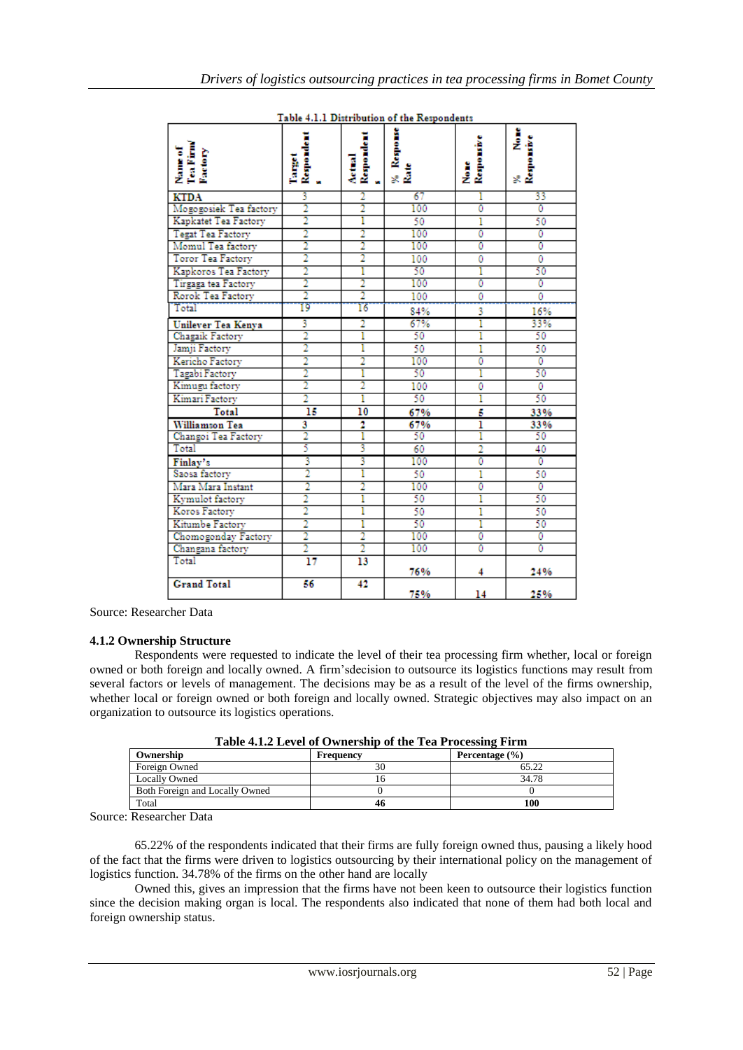Table 4.1.1 Distribution of the Respondents

| Name of Tea Firm/ Factory | Target Respondents | Actual Respondents | % Response Rate | None Responsive | % None Responsive |
|---|---|---|---|---|---|
| **KTDA** | 3 | 2 | 67 | 1 | 33 |
| Mogogosiek Tea factory | 2 | 2 | 100 | 0 | 0 |
| Kapkatet Tea Factory | 2 | 1 | 50 | 1 | 50 |
| Tegat Tea Factory | 2 | 2 | 100 | 0 | 0 |
| Momul Tea factory | 2 | 2 | 100 | 0 | 0 |
| Toror Tea Factory | 2 | 2 | 100 | 0 | 0 |
| Kapkoros Tea Factory | 2 | 1 | 50 | 1 | 50 |
| Tirgaga tea Factory | 2 | 2 | 100 | 0 | 0 |
| Rorok Tea Factory | 2 | 2 | 100 | 0 | 0 |
| Total | 19 | 16 | 84% | 3 | 16% |
| **Unilever Tea Kenya** | 3 | 2 | 67% | 1 | 33% |
| Chagaik Factory | 2 | 1 | 50 | 1 | 50 |
| Jamji Factory | 2 | 1 | 50 | 1 | 50 |
| Kericho Factory | 2 | 2 | 100 | 0 | 0 |
| Tagabi Factory | 2 | 1 | 50 | 1 | 50 |
| Kimugu factory | 2 | 2 | 100 | 0 | 0 |
| Kimari Factory | 2 | 1 | 50 | 1 | 50 |
| **Total** | **15** | **10** | **67%** | **5** | **33%** |
| **Williamson Tea** | **3** | **2** | **67%** | **1** | **33%** |
| Changoi Tea Factory | 2 | 1 | 50 | 1 | 50 |
| Total | 5 | 3 | 60 | 2 | 40 |
| **Finlay's** | 3 | 3 | 100 | 0 | 0 |
| Saosa factory | 2 | 1 | 50 | 1 | 50 |
| Mara Mara Instant | 2 | 2 | 100 | 0 | 0 |
| Kymulot factory | 2 | 1 | 50 | 1 | 50 |
| Koros Factory | 2 | 1 | 50 | 1 | 50 |
| Kitumbe Factory | 2 | 1 | 50 | 1 | 50 |
| Chomogonday Factory | 2 | 2 | 100 | 0 | 0 |
| Changana factory | 2 | 2 | 100 | 0 | 0 |
| Total | **17** | **13** | **76%** | **4** | **24%** |
| **Grand Total** | **56** | **42** | **75%** | **14** | **25%** |

Source: Researcher Data

### 4.1.2 Ownership Structure

Respondents were requested to indicate the level of their tea processing firm whether, local or foreign owned or both foreign and locally owned. A firm'sdecision to outsource its logistics functions may result from several factors or levels of management. The decisions may be as a result of the level of the firms ownership, whether local or foreign owned or both foreign and locally owned. Strategic objectives may also impact on an organization to outsource its logistics operations.

**Table 4.1.2 Level of Ownership of the Tea Processing Firm**

| Ownership | Frequency | Percentage (%) |
|---|---|---|
| Foreign Owned | 30 | 65.22 |
| Locally Owned | 16 | 34.78 |
| Both Foreign and Locally Owned | 0 | 0 |
| Total | **46** | **100** |

Source: Researcher Data

65.22% of the respondents indicated that their firms are fully foreign owned thus, pausing a likely hood of the fact that the firms were driven to logistics outsourcing by their international policy on the management of logistics function. 34.78% of the firms on the other hand are locally

Owned this, gives an impression that the firms have not been keen to outsource their logistics function since the decision making organ is local. The respondents also indicated that none of them had both local and foreign ownership status.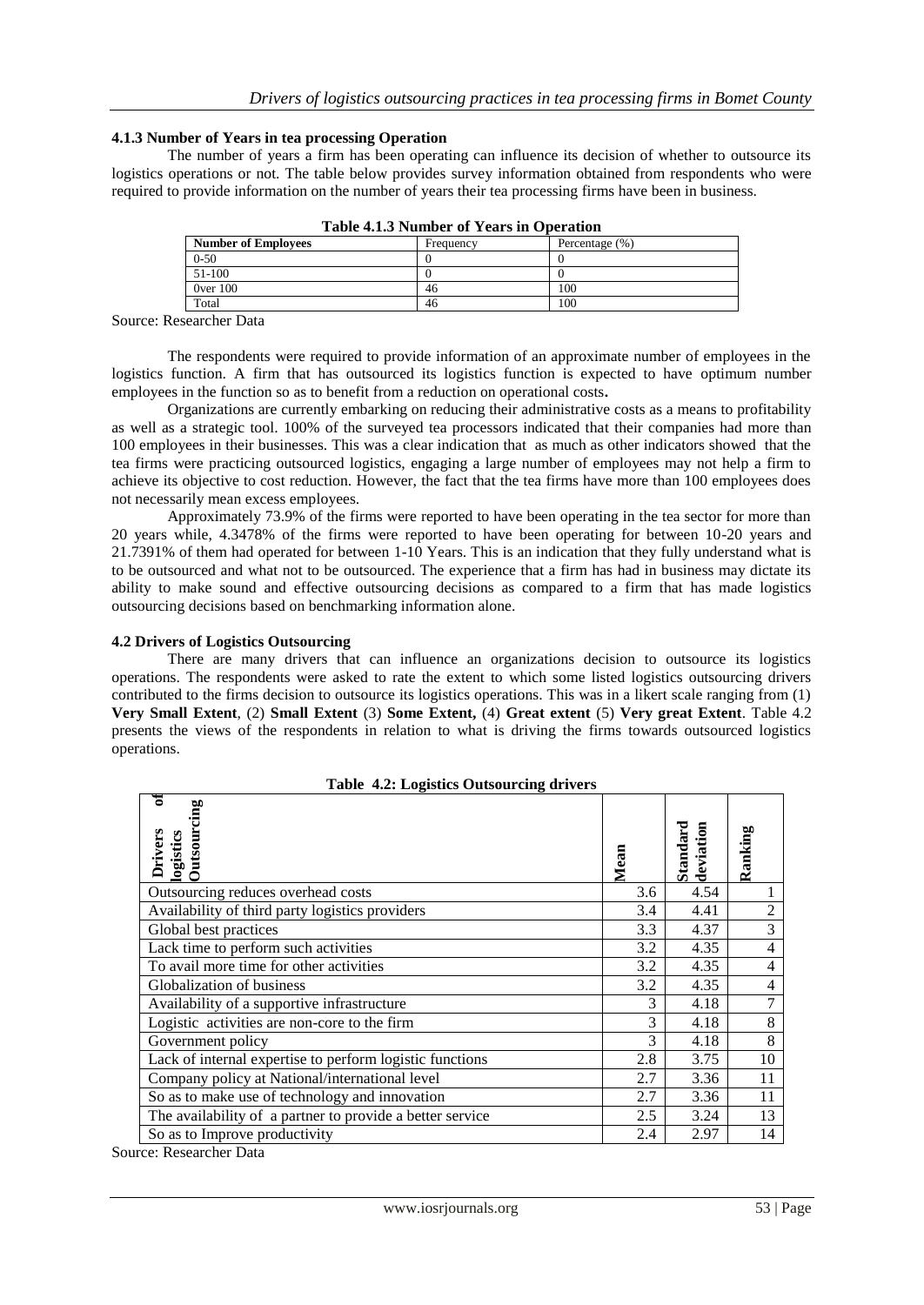### 4.1.3 Number of Years in tea processing Operation

The number of years a firm has been operating can influence its decision of whether to outsource its logistics operations or not. The table below provides survey information obtained from respondents who were required to provide information on the number of years their tea processing firms have been in business.

**Table 4.1.3 Number of Years in Operation**

| Number of Employees | Frequency | Percentage (%) |
|---|---|---|
| 0-50 | 0 | 0 |
| 51-100 | 0 | 0 |
| 0ver 100 | 46 | 100 |
| Total | 46 | 100 |

Source: Researcher Data

The respondents were required to provide information of an approximate number of employees in the logistics function. A firm that has outsourced its logistics function is expected to have optimum number employees in the function so as to benefit from a reduction on operational costs**.**

Organizations are currently embarking on reducing their administrative costs as a means to profitability as well as a strategic tool. 100% of the surveyed tea processors indicated that their companies had more than 100 employees in their businesses. This was a clear indication that as much as other indicators showed that the tea firms were practicing outsourced logistics, engaging a large number of employees may not help a firm to achieve its objective to cost reduction. However, the fact that the tea firms have more than 100 employees does not necessarily mean excess employees.

Approximately 73.9% of the firms were reported to have been operating in the tea sector for more than 20 years while, 4.3478% of the firms were reported to have been operating for between 10-20 years and 21.7391% of them had operated for between 1-10 Years. This is an indication that they fully understand what is to be outsourced and what not to be outsourced. The experience that a firm has had in business may dictate its ability to make sound and effective outsourcing decisions as compared to a firm that has made logistics outsourcing decisions based on benchmarking information alone.

### 4.2 Drivers of Logistics Outsourcing

There are many drivers that can influence an organizations decision to outsource its logistics operations. The respondents were asked to rate the extent to which some listed logistics outsourcing drivers contributed to the firms decision to outsource its logistics operations. This was in a likert scale ranging from (1) **Very Small Extent**, (2) **Small Extent** (3) **Some Extent,** (4) **Great extent** (5) **Very great Extent**. Table 4.2 presents the views of the respondents in relation to what is driving the firms towards outsourced logistics operations.

**Table 4.2: Logistics Outsourcing drivers**

| Drivers of logistics Outsourcing | Mean | Standard deviation | Ranking |
|---|---|---|---|
| Outsourcing reduces overhead costs | 3.6 | 4.54 | 1 |
| Availability of third party logistics providers | 3.4 | 4.41 | 2 |
| Global best practices | 3.3 | 4.37 | 3 |
| Lack time to perform such activities | 3.2 | 4.35 | 4 |
| To avail more time for other activities | 3.2 | 4.35 | 4 |
| Globalization of business | 3.2 | 4.35 | 4 |
| Availability of a supportive infrastructure | 3 | 4.18 | 7 |
| Logistic activities are non-core to the firm | 3 | 4.18 | 8 |
| Government policy | 3 | 4.18 | 8 |
| Lack of internal expertise to perform logistic functions | 2.8 | 3.75 | 10 |
| Company policy at National/international level | 2.7 | 3.36 | 11 |
| So as to make use of technology and innovation | 2.7 | 3.36 | 11 |
| The availability of a partner to provide a better service | 2.5 | 3.24 | 13 |
| So as to Improve productivity | 2.4 | 2.97 | 14 |

Source: Researcher Data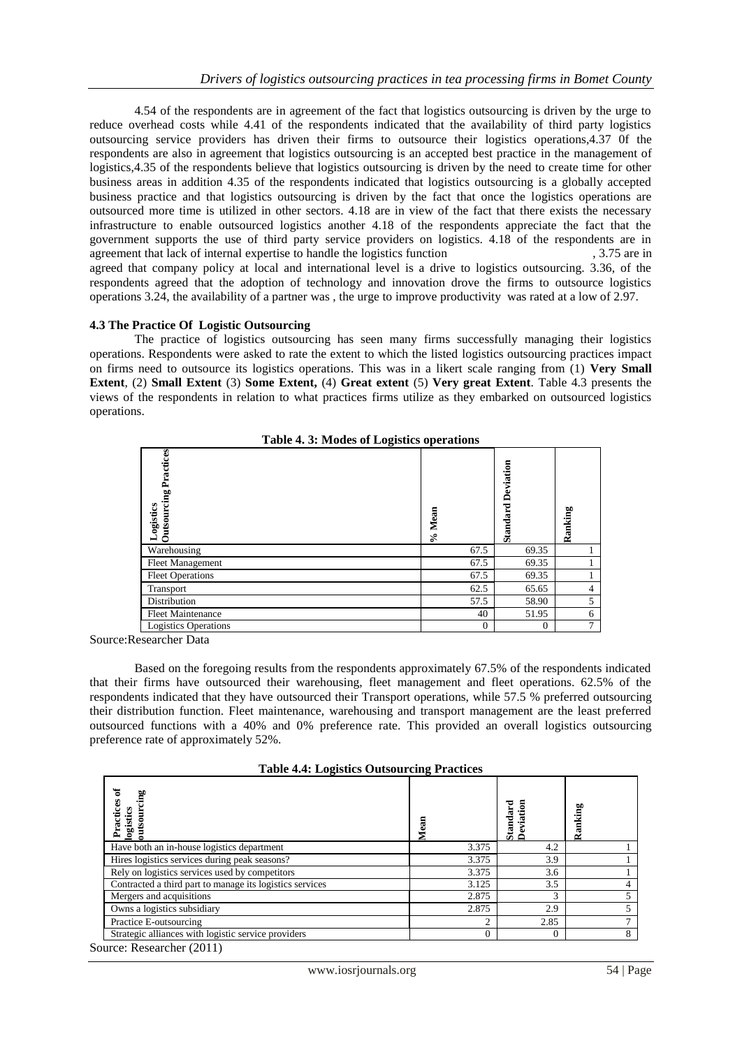4.54 of the respondents are in agreement of the fact that logistics outsourcing is driven by the urge to reduce overhead costs while 4.41 of the respondents indicated that the availability of third party logistics outsourcing service providers has driven their firms to outsource their logistics operations,4.37 0f the respondents are also in agreement that logistics outsourcing is an accepted best practice in the management of logistics,4.35 of the respondents believe that logistics outsourcing is driven by the need to create time for other business areas in addition 4.35 of the respondents indicated that logistics outsourcing is a globally accepted business practice and that logistics outsourcing is driven by the fact that once the logistics operations are outsourced more time is utilized in other sectors. 4.18 are in view of the fact that there exists the necessary infrastructure to enable outsourced logistics another 4.18 of the respondents appreciate the fact that the government supports the use of third party service providers on logistics. 4.18 of the respondents are in agreement that lack of internal expertise to handle the logistics function , 3.75 are in agreed that company policy at local and international level is a drive to logistics outsourcing. 3.36, of the respondents agreed that the adoption of technology and innovation drove the firms to outsource logistics operations 3.24, the availability of a partner was , the urge to improve productivity was rated at a low of 2.97.

### 4.3 The Practice Of Logistic Outsourcing

The practice of logistics outsourcing has seen many firms successfully managing their logistics operations. Respondents were asked to rate the extent to which the listed logistics outsourcing practices impact on firms need to outsource its logistics operations. This was in a likert scale ranging from (1) **Very Small Extent**, (2) **Small Extent** (3) **Some Extent,** (4) **Great extent** (5) **Very great Extent**. Table 4.3 presents the views of the respondents in relation to what practices firms utilize as they embarked on outsourced logistics operations.

**Table 4. 3: Modes of Logistics operations**

| Logistics Outsourcing Practices | % Mean | Standard Deviation | Ranking |
|---|---|---|---|
| Warehousing | 67.5 | 69.35 | 1 |
| Fleet Management | 67.5 | 69.35 | 1 |
| Fleet Operations | 67.5 | 69.35 | 1 |
| Transport | 62.5 | 65.65 | 4 |
| Distribution | 57.5 | 58.90 | 5 |
| Fleet Maintenance | 40 | 51.95 | 6 |
| Logistics Operations | 0 | 0 | 7 |

Source:Researcher Data

Based on the foregoing results from the respondents approximately 67.5% of the respondents indicated that their firms have outsourced their warehousing, fleet management and fleet operations. 62.5% of the respondents indicated that they have outsourced their Transport operations, while 57.5 % preferred outsourcing their distribution function. Fleet maintenance, warehousing and transport management are the least preferred outsourced functions with a 40% and 0% preference rate. This provided an overall logistics outsourcing preference rate of approximately 52%.

**Table 4.4: Logistics Outsourcing Practices**

| Practices of logistics outsourcing | Mean | Standard Deviation | Ranking |
|---|---|---|---|
| Have both an in-house logistics department | 3.375 | 4.2 | 1 |
| Hires logistics services during peak seasons? | 3.375 | 3.9 | 1 |
| Rely on logistics services used by competitors | 3.375 | 3.6 | 1 |
| Contracted a third part to manage its logistics services | 3.125 | 3.5 | 4 |
| Mergers and acquisitions | 2.875 | 3 | 5 |
| Owns a logistics subsidiary | 2.875 | 2.9 | 5 |
| Practice E-outsourcing | 2 | 2.85 | 7 |
| Strategic alliances with logistic service providers | 0 | 0 | 8 |

Source: Researcher (2011)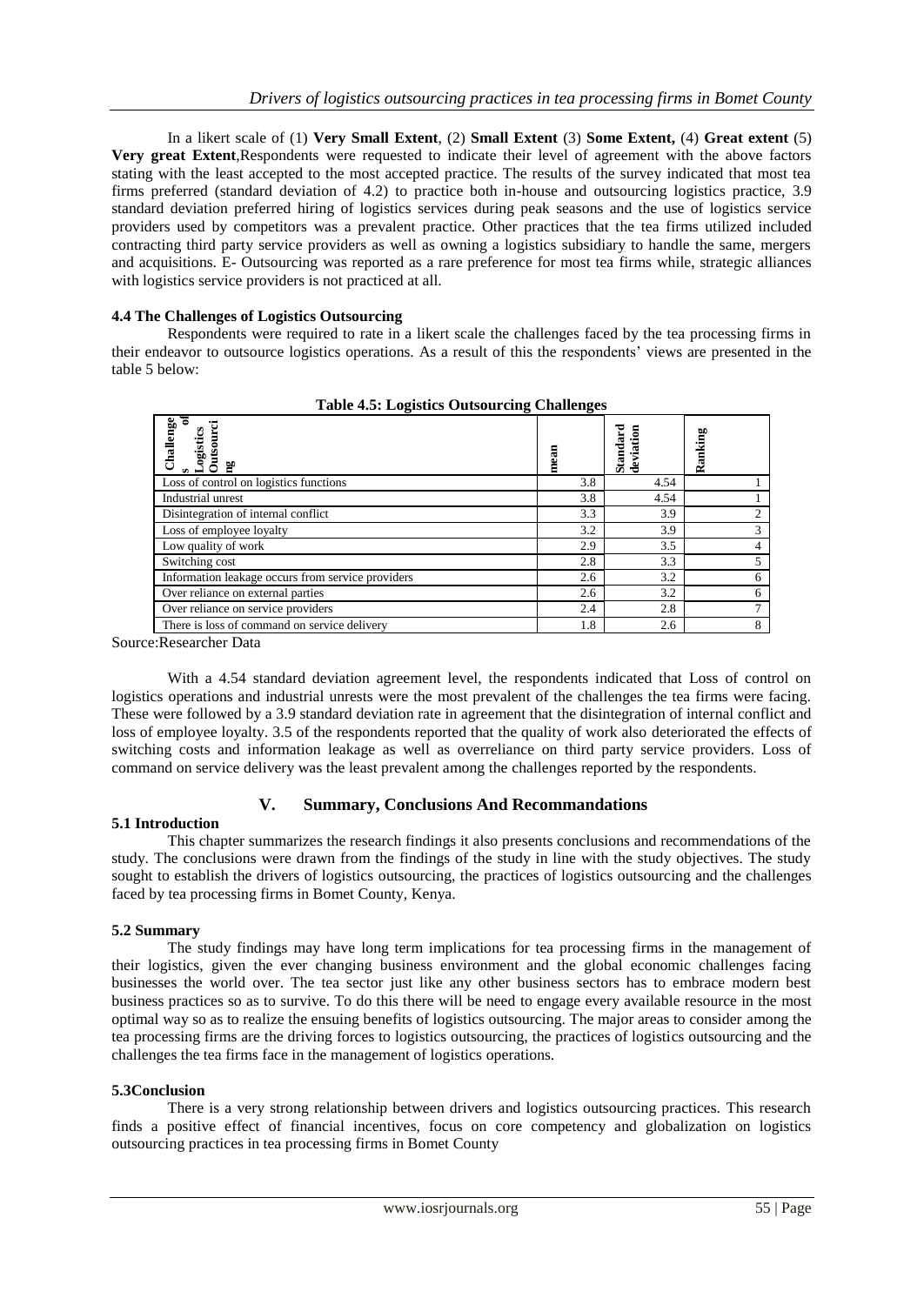In a likert scale of (1) **Very Small Extent**, (2) **Small Extent** (3) **Some Extent,** (4) **Great extent** (5) **Very great Extent**,Respondents were requested to indicate their level of agreement with the above factors stating with the least accepted to the most accepted practice. The results of the survey indicated that most tea firms preferred (standard deviation of 4.2) to practice both in-house and outsourcing logistics practice, 3.9 standard deviation preferred hiring of logistics services during peak seasons and the use of logistics service providers used by competitors was a prevalent practice. Other practices that the tea firms utilized included contracting third party service providers as well as owning a logistics subsidiary to handle the same, mergers and acquisitions. E- Outsourcing was reported as a rare preference for most tea firms while, strategic alliances with logistics service providers is not practiced at all.

### 4.4 The Challenges of Logistics Outsourcing

Respondents were required to rate in a likert scale the challenges faced by the tea processing firms in their endeavor to outsource logistics operations. As a result of this the respondents' views are presented in the table 5 below:

**Table 4.5: Logistics Outsourcing Challenges**

| Challenges of Logistics Outsourcing | mean | Standard deviation | Ranking |
|---|---|---|---|
| Loss of control on logistics functions | 3.8 | 4.54 | 1 |
| Industrial unrest | 3.8 | 4.54 | 1 |
| Disintegration of internal conflict | 3.3 | 3.9 | 2 |
| Loss of employee loyalty | 3.2 | 3.9 | 3 |
| Low quality of work | 2.9 | 3.5 | 4 |
| Switching cost | 2.8 | 3.3 | 5 |
| Information leakage occurs from service providers | 2.6 | 3.2 | 6 |
| Over reliance on external parties | 2.6 | 3.2 | 6 |
| Over reliance on service providers | 2.4 | 2.8 | 7 |
| There is loss of command on service delivery | 1.8 | 2.6 | 8 |

Source:Researcher Data

With a 4.54 standard deviation agreement level, the respondents indicated that Loss of control on logistics operations and industrial unrests were the most prevalent of the challenges the tea firms were facing. These were followed by a 3.9 standard deviation rate in agreement that the disintegration of internal conflict and loss of employee loyalty. 3.5 of the respondents reported that the quality of work also deteriorated the effects of switching costs and information leakage as well as overreliance on third party service providers. Loss of command on service delivery was the least prevalent among the challenges reported by the respondents.

## V. Summary, Conclusions And Recommandations

### 5.1 Introduction

This chapter summarizes the research findings it also presents conclusions and recommendations of the study. The conclusions were drawn from the findings of the study in line with the study objectives. The study sought to establish the drivers of logistics outsourcing, the practices of logistics outsourcing and the challenges faced by tea processing firms in Bomet County, Kenya.

### 5.2 Summary

The study findings may have long term implications for tea processing firms in the management of their logistics, given the ever changing business environment and the global economic challenges facing businesses the world over. The tea sector just like any other business sectors has to embrace modern best business practices so as to survive. To do this there will be need to engage every available resource in the most optimal way so as to realize the ensuing benefits of logistics outsourcing. The major areas to consider among the tea processing firms are the driving forces to logistics outsourcing, the practices of logistics outsourcing and the challenges the tea firms face in the management of logistics operations.

### 5.3Conclusion

There is a very strong relationship between drivers and logistics outsourcing practices. This research finds a positive effect of financial incentives, focus on core competency and globalization on logistics outsourcing practices in tea processing firms in Bomet County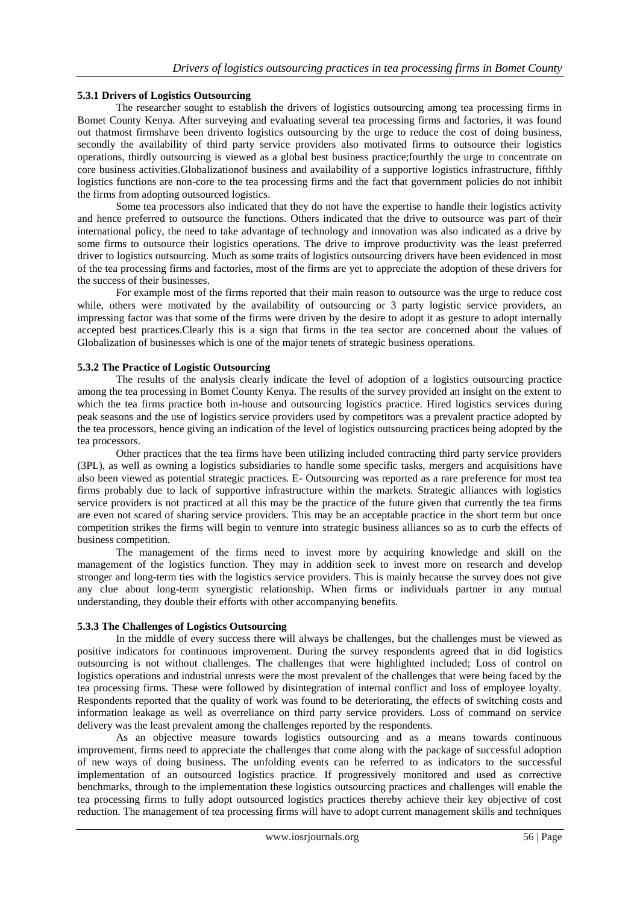### 5.3.1 Drivers of Logistics Outsourcing

The researcher sought to establish the drivers of logistics outsourcing among tea processing firms in Bomet County Kenya. After surveying and evaluating several tea processing firms and factories, it was found out thatmost firmshave been drivento logistics outsourcing by the urge to reduce the cost of doing business, secondly the availability of third party service providers also motivated firms to outsource their logistics operations, thirdly outsourcing is viewed as a global best business practice;fourthly the urge to concentrate on core business activities.Globalizationof business and availability of a supportive logistics infrastructure, fifthly logistics functions are non-core to the tea processing firms and the fact that government policies do not inhibit the firms from adopting outsourced logistics.

Some tea processors also indicated that they do not have the expertise to handle their logistics activity and hence preferred to outsource the functions. Others indicated that the drive to outsource was part of their international policy, the need to take advantage of technology and innovation was also indicated as a drive by some firms to outsource their logistics operations. The drive to improve productivity was the least preferred driver to logistics outsourcing. Much as some traits of logistics outsourcing drivers have been evidenced in most of the tea processing firms and factories, most of the firms are yet to appreciate the adoption of these drivers for the success of their businesses.

For example most of the firms reported that their main reason to outsource was the urge to reduce cost while, others were motivated by the availability of outsourcing or 3 party logistic service providers, an impressing factor was that some of the firms were driven by the desire to adopt it as gesture to adopt internally accepted best practices.Clearly this is a sign that firms in the tea sector are concerned about the values of Globalization of businesses which is one of the major tenets of strategic business operations.

### 5.3.2 The Practice of Logistic Outsourcing

The results of the analysis clearly indicate the level of adoption of a logistics outsourcing practice among the tea processing in Bomet County Kenya. The results of the survey provided an insight on the extent to which the tea firms practice both in-house and outsourcing logistics practice. Hired logistics services during peak seasons and the use of logistics service providers used by competitors was a prevalent practice adopted by the tea processors, hence giving an indication of the level of logistics outsourcing practices being adopted by the tea processors.

Other practices that the tea firms have been utilizing included contracting third party service providers (3PL), as well as owning a logistics subsidiaries to handle some specific tasks, mergers and acquisitions have also been viewed as potential strategic practices. E- Outsourcing was reported as a rare preference for most tea firms probably due to lack of supportive infrastructure within the markets. Strategic alliances with logistics service providers is not practiced at all this may be the practice of the future given that currently the tea firms are even not scared of sharing service providers. This may be an acceptable practice in the short term but once competition strikes the firms will begin to venture into strategic business alliances so as to curb the effects of business competition.

The management of the firms need to invest more by acquiring knowledge and skill on the management of the logistics function. They may in addition seek to invest more on research and develop stronger and long-term ties with the logistics service providers. This is mainly because the survey does not give any clue about long-term synergistic relationship. When firms or individuals partner in any mutual understanding, they double their efforts with other accompanying benefits.

### 5.3.3 The Challenges of Logistics Outsourcing

In the middle of every success there will always be challenges, but the challenges must be viewed as positive indicators for continuous improvement. During the survey respondents agreed that in did logistics outsourcing is not without challenges. The challenges that were highlighted included; Loss of control on logistics operations and industrial unrests were the most prevalent of the challenges that were being faced by the tea processing firms. These were followed by disintegration of internal conflict and loss of employee loyalty. Respondents reported that the quality of work was found to be deteriorating, the effects of switching costs and information leakage as well as overreliance on third party service providers. Loss of command on service delivery was the least prevalent among the challenges reported by the respondents.

As an objective measure towards logistics outsourcing and as a means towards continuous improvement, firms need to appreciate the challenges that come along with the package of successful adoption of new ways of doing business. The unfolding events can be referred to as indicators to the successful implementation of an outsourced logistics practice. If progressively monitored and used as corrective benchmarks, through to the implementation these logistics outsourcing practices and challenges will enable the tea processing firms to fully adopt outsourced logistics practices thereby achieve their key objective of cost reduction. The management of tea processing firms will have to adopt current management skills and techniques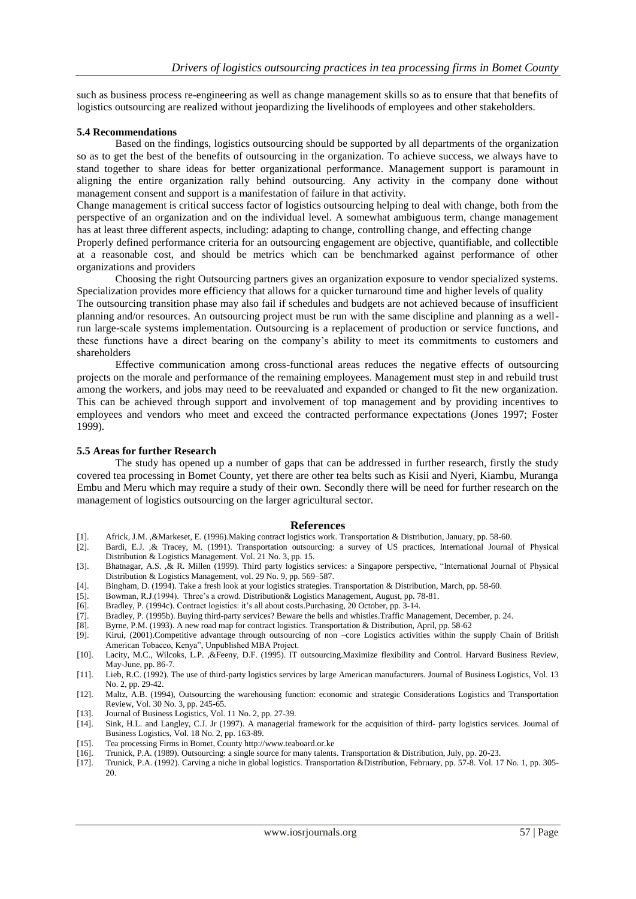such as business process re-engineering as well as change management skills so as to ensure that that benefits of logistics outsourcing are realized without jeopardizing the livelihoods of employees and other stakeholders.

### 5.4 Recommendations

Based on the findings, logistics outsourcing should be supported by all departments of the organization so as to get the best of the benefits of outsourcing in the organization. To achieve success, we always have to stand together to share ideas for better organizational performance. Management support is paramount in aligning the entire organization rally behind outsourcing. Any activity in the company done without management consent and support is a manifestation of failure in that activity.

Change management is critical success factor of logistics outsourcing helping to deal with change, both from the perspective of an organization and on the individual level. A somewhat ambiguous term, change management has at least three different aspects, including: adapting to change, controlling change, and effecting change

Properly defined performance criteria for an outsourcing engagement are objective, quantifiable, and collectible at a reasonable cost, and should be metrics which can be benchmarked against performance of other organizations and providers

Choosing the right Outsourcing partners gives an organization exposure to vendor specialized systems. Specialization provides more efficiency that allows for a quicker turnaround time and higher levels of quality

The outsourcing transition phase may also fail if schedules and budgets are not achieved because of insufficient planning and/or resources. An outsourcing project must be run with the same discipline and planning as a well-run large-scale systems implementation. Outsourcing is a replacement of production or service functions, and these functions have a direct bearing on the company's ability to meet its commitments to customers and shareholders

Effective communication among cross-functional areas reduces the negative effects of outsourcing projects on the morale and performance of the remaining employees. Management must step in and rebuild trust among the workers, and jobs may need to be reevaluated and expanded or changed to fit the new organization. This can be achieved through support and involvement of top management and by providing incentives to employees and vendors who meet and exceed the contracted performance expectations (Jones 1997; Foster 1999).

### 5.5 Areas for further Research

The study has opened up a number of gaps that can be addressed in further research, firstly the study covered tea processing in Bomet County, yet there are other tea belts such as Kisii and Nyeri, Kiambu, Muranga Embu and Meru which may require a study of their own. Secondly there will be need for further research on the management of logistics outsourcing on the larger agricultural sector.

## References

[1]. Africk, J.M. ,&Markeset, E. (1996).Making contract logistics work. Transportation & Distribution, January, pp. 58-60.

[2]. Bardi, E.J. ,& Tracey, M. (1991). Transportation outsourcing: a survey of US practices, International Journal of Physical Distribution & Logistics Management. Vol. 21 No. 3, pp. 15.

[3]. Bhatnagar, A.S. ,& R. Millen (1999). Third party logistics services: a Singapore perspective, "International Journal of Physical Distribution & Logistics Management, vol. 29 No. 9, pp. 569–587.

[4]. Bingham, D. (1994). Take a fresh look at your logistics strategies. Transportation & Distribution, March, pp. 58-60.

[5]. Bowman, R.J.(1994). Three's a crowd. Distribution& Logistics Management, August, pp. 78-81.

[6]. Bradley, P. (1994c). Contract logistics: it's all about costs.Purchasing, 20 October, pp. 3-14.

[7]. Bradley, P. (1995b). Buying third-party services? Beware the bells and whistles.Traffic Management, December, p. 24.

[8]. Byrne, P.M. (1993). A new road map for contract logistics. Transportation & Distribution, April, pp. 58-62

[9]. Kirui, (2001).Competitive advantage through outsourcing of non –core Logistics activities within the supply Chain of British American Tobacco, Kenya", Unpublished MBA Project.

[10]. Lacity, M.C., Wilcoks, L.P. ,&Feeny, D.F. (1995). IT outsourcing.Maximize flexibility and Control. Harvard Business Review, May-June, pp. 86-7.

[11]. Lieb, R.C. (1992). The use of third-party logistics services by large American manufacturers. Journal of Business Logistics, Vol. 13 No. 2, pp. 29-42.

[12]. Maltz, A.B. (1994), Outsourcing the warehousing function: economic and strategic Considerations Logistics and Transportation Review, Vol. 30 No. 3, pp. 245-65.

[13]. Journal of Business Logistics, Vol. 11 No. 2, pp. 27-39.

[14]. Sink, H.L. and Langley, C.J. Jr (1997). A managerial framework for the acquisition of third- party logistics services. Journal of Business Logistics, Vol. 18 No. 2, pp. 163-89.

[15]. Tea processing Firms in Bomet, County http://www.teaboard.or.ke

[16]. Trunick, P.A. (1989). Outsourcing: a single source for many talents. Transportation & Distribution, July, pp. 20-23.

[17]. Trunick, P.A. (1992). Carving a niche in global logistics. Transportation &Distribution, February, pp. 57-8. Vol. 17 No. 1, pp. 305-20.